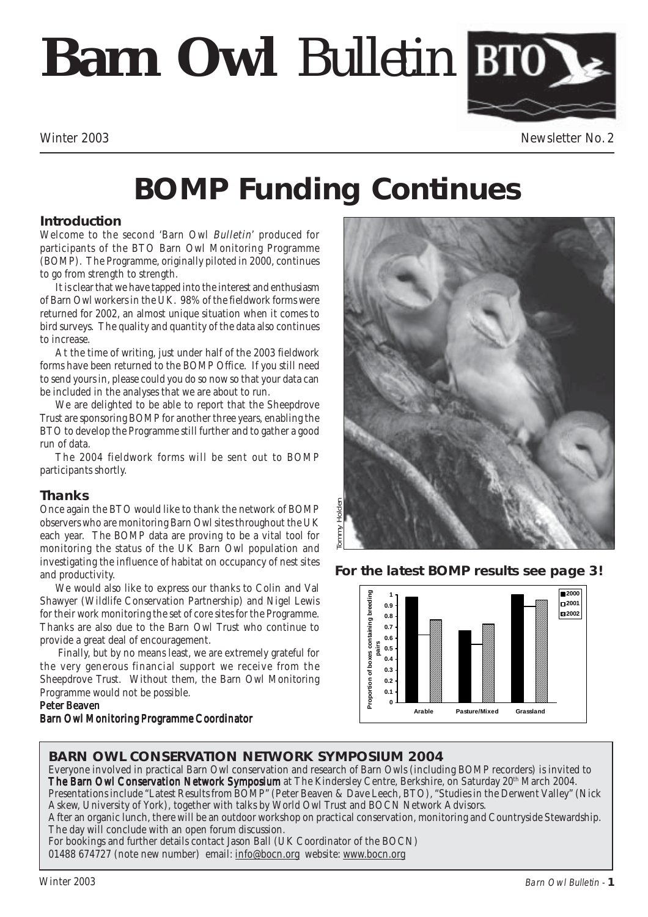# Barn Owl *Bulletin*

Winter 2003 Newsletter No. 2

# BOMP Funding Continues

### Introduction

Welcome to the second 'Barn Owl *Bulletin*' produced for participants of the BTO Barn Owl Monitoring Programme (BOMP). The Programme, originally piloted in 2000, continues to go from strength to strength.

It is clear that we have tapped into the interest and enthusiasm of Barn Owl workers in the UK. 98% of the fieldwork forms were returned for 2002, an almost unique situation when it comes to bird surveys. The quality and quantity of the data also continues to increase.

At the time of writing, just under half of the 2003 fieldwork forms have been returned to the BOMP Office. If you still need to send yours in, please could you do so now so that your data can be included in the analyses that we are about to run.

We are delighted to be able to report that the Sheepdrove Trust are sponsoring BOMP for another three years, enabling the BTO to develop the Programme still further and to gather a good run of data.

The 2004 fieldwork forms will be sent out to BOMP participants shortly.

### Thanks

Once again the BTO would like to thank the network of BOMP observers who are monitoring Barn Owl sites throughout the UK each year. The BOMP data are proving to be a vital tool for monitoring the status of the UK Barn Owl population and investigating the influence of habitat on occupancy of nest sites and productivity.

We would also like to express our thanks to Colin and Val Shawyer (Wildlife Conservation Partnership) and Nigel Lewis for their work monitoring the set of core sites for the Programme. Thanks are also due to the Barn Owl Trust who continue to provide a great deal of encouragement.

Finally, but by no means least, we are extremely grateful for the very generous financial support we receive from the Sheepdrove Trust. Without them, the Barn Owl Monitoring Programme would not be possible.

**Peter Beaven**
**Barn Owl Monitoring Programme Coordinator**

Tommy Holden

**For the latest BOMP results see page 3!**

### BARN OWL CONSERVATION NETWORK SYMPOSIUM 2004

Everyone involved in practical Barn Owl conservation and research of Barn Owls (including BOMP recorders) is invited to **The Barn Owl Conservation Network Symposium** at The Kindersley Centre, Berkshire, on Saturday 20th March 2004. Presentations include "Latest Results from BOMP" (Peter Beaven & Dave Leech, BTO), "Studies in the Derwent Valley" (Nick Askew, University of York), together with talks by World Owl Trust and BOCN Network Advisors.

After an organic lunch, there will be an outdoor workshop on practical conservation, monitoring and Countryside Stewardship. The day will conclude with an open forum discussion.

For bookings and further details contact Jason Ball (UK Coordinator of the BOCN)
01488 674727 (note new number) email: info@bocn.org website: www.bocn.org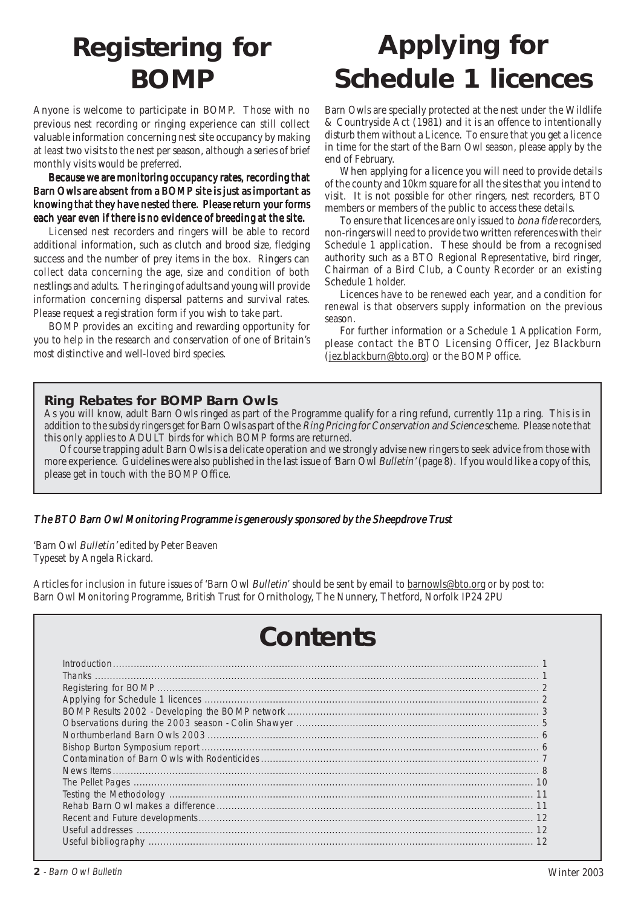# Registering for BOMP

Anyone is welcome to participate in BOMP. Those with no previous nest recording or ringing experience can still collect valuable information concerning nest site occupancy by making at least two visits to the nest per season, although a series of brief monthly visits would be preferred.

**Because we are monitoring occupancy rates, recording that Barn Owls are absent from a BOMP site is just as important as knowing that they have nested there. Please return your forms each year even if there is no evidence of breeding at the site.**

Licensed nest recorders and ringers will be able to record additional information, such as clutch and brood size, fledging success and the number of prey items in the box. Ringers can collect data concerning the age, size and condition of both nestlings and adults. The ringing of adults and young will provide information concerning dispersal patterns and survival rates. Please request a registration form if you wish to take part.

BOMP provides an exciting and rewarding opportunity for you to help in the research and conservation of one of Britain's most distinctive and well-loved bird species.

# Applying for Schedule 1 licences

Barn Owls are specially protected at the nest under the Wildlife & Countryside Act (1981) and it is an offence to intentionally disturb them without a Licence. To ensure that you get a licence in time for the start of the Barn Owl season, please apply by the end of February.

When applying for a licence you will need to provide details of the county and 10km square for all the sites that you intend to visit. It is not possible for other ringers, nest recorders, BTO members or members of the public to access these details.

To ensure that licences are only issued to *bona fide* recorders, non-ringers will need to provide two written references with their Schedule 1 application. These should be from a recognised authority such as a BTO Regional Representative, bird ringer, Chairman of a Bird Club, a County Recorder or an existing Schedule 1 holder.

Licences have to be renewed each year, and a condition for renewal is that observers supply information on the previous season.

For further information or a Schedule 1 Application Form, please contact the BTO Licensing Officer, Jez Blackburn (jez.blackburn@bto.org) or the BOMP office.

### Ring Rebates for BOMP Barn Owls

As you will know, adult Barn Owls ringed as part of the Programme qualify for a ring refund, currently 11p a ring. This is in addition to the subsidy ringers get for Barn Owls as part of the *Ring Pricing for Conservation and Science* scheme. Please note that this only applies to ADULT birds for which BOMP forms are returned.

Of course trapping adult Barn Owls is a delicate operation and we strongly advise new ringers to seek advice from those with more experience. Guidelines were also published in the last issue of 'Barn Owl *Bulletin*' (page 8). If you would like a copy of this, please get in touch with the BOMP Office.

*The BTO Barn Owl Monitoring Programme is generously sponsored by the Sheepdrove Trust*

'Barn Owl *Bulletin*' edited by Peter Beaven
Typeset by Angela Rickard.

Articles for inclusion in future issues of 'Barn Owl *Bulletin*' should be sent by email to barnowls@bto.org or by post to: Barn Owl Monitoring Programme, British Trust for Ornithology, The Nunnery, Thetford, Norfolk IP24 2PU

# Contents

| | |
|---|---|
| Introduction | 1 |
| Thanks | 1 |
| Registering for BOMP | 2 |
| Applying for Schedule 1 licences | 2 |
| BOMP Results 2002 - Developing the BOMP network | 3 |
| Observations during the 2003 season - Colin Shawyer | 5 |
| Northumberland Barn Owls 2003 | 6 |
| Bishop Burton Symposium report | 6 |
| Contamination of Barn Owls with Rodenticides | 7 |
| News Items | 8 |
| The Pellet Pages | 10 |
| Testing the Methodology | 11 |
| Rehab Barn Owl makes a difference | 11 |
| Recent and Future developments | 12 |
| Useful addresses | 12 |
| Useful bibliography | 12 |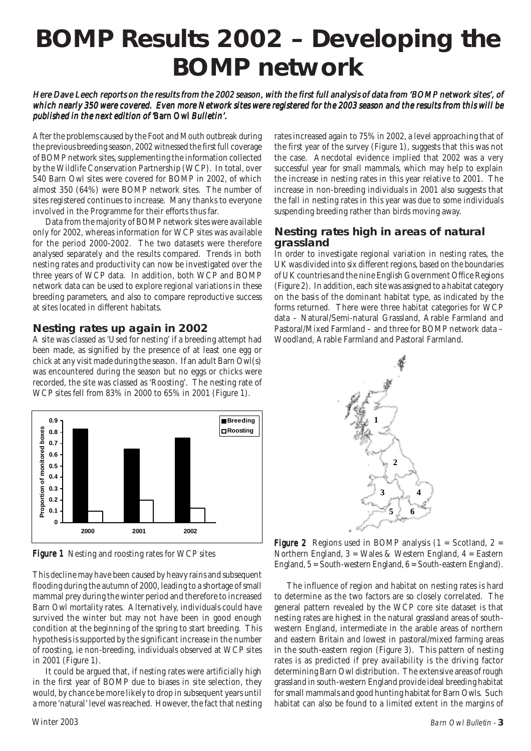# BOMP Results 2002 – Developing the BOMP network

*Here Dave Leech reports on the results from the 2002 season, with the first full analysis of data from 'BOMP network sites', of which nearly 350 were covered. Even more Network sites were registered for the 2003 season and the results from this will be published in the next edition of 'Barn Owl Bulletin'.*

After the problems caused by the Foot and Mouth outbreak during the previous breeding season, 2002 witnessed the first full coverage of BOMP network sites, supplementing the information collected by the Wildlife Conservation Partnership (WCP). In total, over 540 Barn Owl sites were covered for BOMP in 2002, of which almost 350 (64%) were BOMP network sites. The number of sites registered continues to increase. Many thanks to everyone involved in the Programme for their efforts thus far.

Data from the majority of BOMP network sites were available only for 2002, whereas information for WCP sites was available for the period 2000-2002. The two datasets were therefore analysed separately and the results compared. Trends in both nesting rates and productivity can now be investigated over the three years of WCP data. In addition, both WCP and BOMP network data can be used to explore regional variations in these breeding parameters, and also to compare reproductive success at sites located in different habitats.

## Nesting rates up again in 2002

A site was classed as 'Used for nesting' if a breeding attempt had been made, as signified by the presence of at least one egg or chick at any visit made during the season. If an adult Barn Owl(s) was encountered during the season but no eggs or chicks were recorded, the site was classed as 'Roosting'. The nesting rate of WCP sites fell from 83% in 2000 to 65% in 2001 (Figure 1).

**Figure 1** Nesting and roosting rates for WCP sites

This decline may have been caused by heavy rains and subsequent flooding during the autumn of 2000, leading to a shortage of small mammal prey during the winter period and therefore to increased Barn Owl mortality rates. Alternatively, individuals could have survived the winter but may not have been in good enough condition at the beginning of the spring to start breeding. This hypothesis is supported by the significant increase in the number of roosting, ie non-breeding, individuals observed at WCP sites in 2001 (Figure 1).

It could be argued that, if nesting rates were artificially high in the first year of BOMP due to biases in site selection, they would, by chance be more likely to drop in subsequent years until a more 'natural' level was reached. However, the fact that nesting rates increased again to 75% in 2002, a level approaching that of the first year of the survey (Figure 1), suggests that this was not the case. Anecdotal evidence implied that 2002 was a very successful year for small mammals, which may help to explain the increase in nesting rates in this year relative to 2001. The increase in non-breeding individuals in 2001 also suggests that the fall in nesting rates in this year was due to some individuals suspending breeding rather than birds moving away.

## Nesting rates high in areas of natural grassland

In order to investigate regional variation in nesting rates, the UK was divided into six different regions, based on the boundaries of UK countries and the nine English Government Office Regions (Figure 2). In addition, each site was assigned to a habitat category on the basis of the dominant habitat type, as indicated by the forms returned. There were three habitat categories for WCP data – Natural/Semi-natural Grassland, Arable Farmland and Pastoral/Mixed Farmland – and three for BOMP network data – Woodland, Arable Farmland and Pastoral Farmland.

**Figure 2** Regions used in BOMP analysis (1 = Scotland, 2 = Northern England, 3 = Wales & Western England, 4 = Eastern England, 5 = South-western England, 6 = South-eastern England).

The influence of region and habitat on nesting rates is hard to determine as the two factors are so closely correlated. The general pattern revealed by the WCP core site dataset is that nesting rates are highest in the natural grassland areas of south-western England, intermediate in the arable areas of northern and eastern Britain and lowest in pastoral/mixed farming areas in the south-eastern region (Figure 3). This pattern of nesting rates is as predicted if prey availability is the driving factor determining Barn Owl distribution. The extensive areas of rough grassland in south-western England provide ideal breeding habitat for small mammals and good hunting habitat for Barn Owls. Such habitat can also be found to a limited extent in the margins of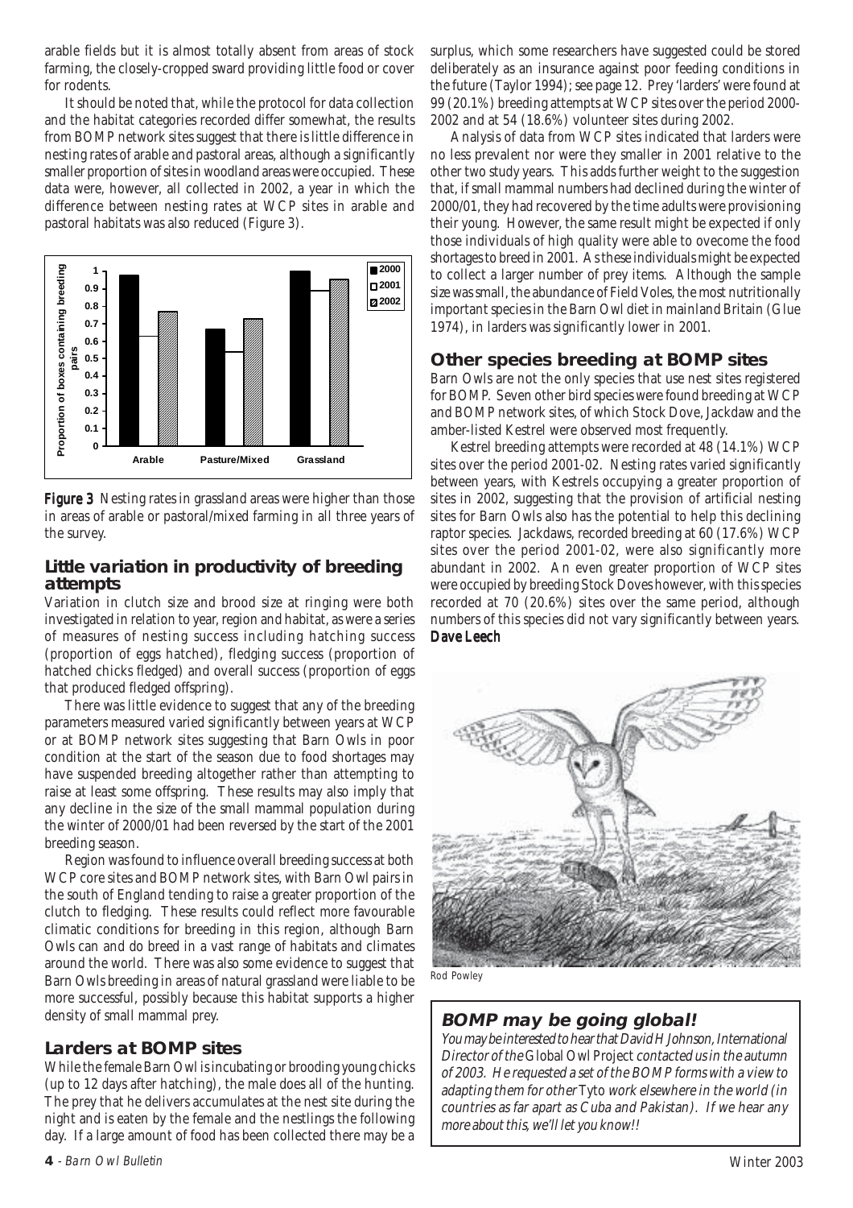arable fields but it is almost totally absent from areas of stock farming, the closely-cropped sward providing little food or cover for rodents.

It should be noted that, while the protocol for data collection and the habitat categories recorded differ somewhat, the results from BOMP network sites suggest that there is little difference in nesting rates of arable and pastoral areas, although a significantly smaller proportion of sites in woodland areas were occupied. These data were, however, all collected in 2002, a year in which the difference between nesting rates at WCP sites in arable and pastoral habitats was also reduced (Figure 3).

**Figure 3** Nesting rates in grassland areas were higher than those in areas of arable or pastoral/mixed farming in all three years of the survey.

## Little variation in productivity of breeding attempts

Variation in clutch size and brood size at ringing were both investigated in relation to year, region and habitat, as were a series of measures of nesting success including hatching success (proportion of eggs hatched), fledging success (proportion of hatched chicks fledged) and overall success (proportion of eggs that produced fledged offspring).

There was little evidence to suggest that any of the breeding parameters measured varied significantly between years at WCP or at BOMP network sites suggesting that Barn Owls in poor condition at the start of the season due to food shortages may have suspended breeding altogether rather than attempting to raise at least some offspring. These results may also imply that any decline in the size of the small mammal population during the winter of 2000/01 had been reversed by the start of the 2001 breeding season.

Region was found to influence overall breeding success at both WCP core sites and BOMP network sites, with Barn Owl pairs in the south of England tending to raise a greater proportion of the clutch to fledging. These results could reflect more favourable climatic conditions for breeding in this region, although Barn Owls can and do breed in a vast range of habitats and climates around the world. There was also some evidence to suggest that Barn Owls breeding in areas of natural grassland were liable to be more successful, possibly because this habitat supports a higher density of small mammal prey.

## Larders at BOMP sites

While the female Barn Owl is incubating or brooding young chicks (up to 12 days after hatching), the male does all of the hunting. The prey that he delivers accumulates at the nest site during the night and is eaten by the female and the nestlings the following day. If a large amount of food has been collected there may be a surplus, which some researchers have suggested could be stored deliberately as an insurance against poor feeding conditions in the future (Taylor 1994); see page 12. Prey 'larders' were found at 99 (20.1%) breeding attempts at WCP sites over the period 2000-2002 and at 54 (18.6%) volunteer sites during 2002.

Analysis of data from WCP sites indicated that larders were no less prevalent nor were they smaller in 2001 relative to the other two study years. This adds further weight to the suggestion that, if small mammal numbers had declined during the winter of 2000/01, they had recovered by the time adults were provisioning their young. However, the same result might be expected if only those individuals of high quality were able to ovecome the food shortages to breed in 2001. As these individuals might be expected to collect a larger number of prey items. Although the sample size was small, the abundance of Field Voles, the most nutritionally important species in the Barn Owl diet in mainland Britain (Glue 1974), in larders was significantly lower in 2001.

## Other species breeding at BOMP sites

Barn Owls are not the only species that use nest sites registered for BOMP. Seven other bird species were found breeding at WCP and BOMP network sites, of which Stock Dove, Jackdaw and the amber-listed Kestrel were observed most frequently.

Kestrel breeding attempts were recorded at 48 (14.1%) WCP sites over the period 2001-02. Nesting rates varied significantly between years, with Kestrels occupying a greater proportion of sites in 2002, suggesting that the provision of artificial nesting sites for Barn Owls also has the potential to help this declining raptor species. Jackdaws, recorded breeding at 60 (17.6%) WCP sites over the period 2001-02, were also significantly more abundant in 2002. An even greater proportion of WCP sites were occupied by breeding Stock Doves however, with this species recorded at 70 (20.6%) sites over the same period, although numbers of this species did not vary significantly between years.

**Dave Leech**

Rod Powley

## BOMP may be going global!

*You may be interested to hear that David H Johnson, International Director of the* Global Owl Project *contacted us in the autumn of 2003. He requested a set of the BOMP forms with a view to adapting them for other* Tyto *work elsewhere in the world (in countries as far apart as Cuba and Pakistan). If we hear any more about this, we'll let you know!!*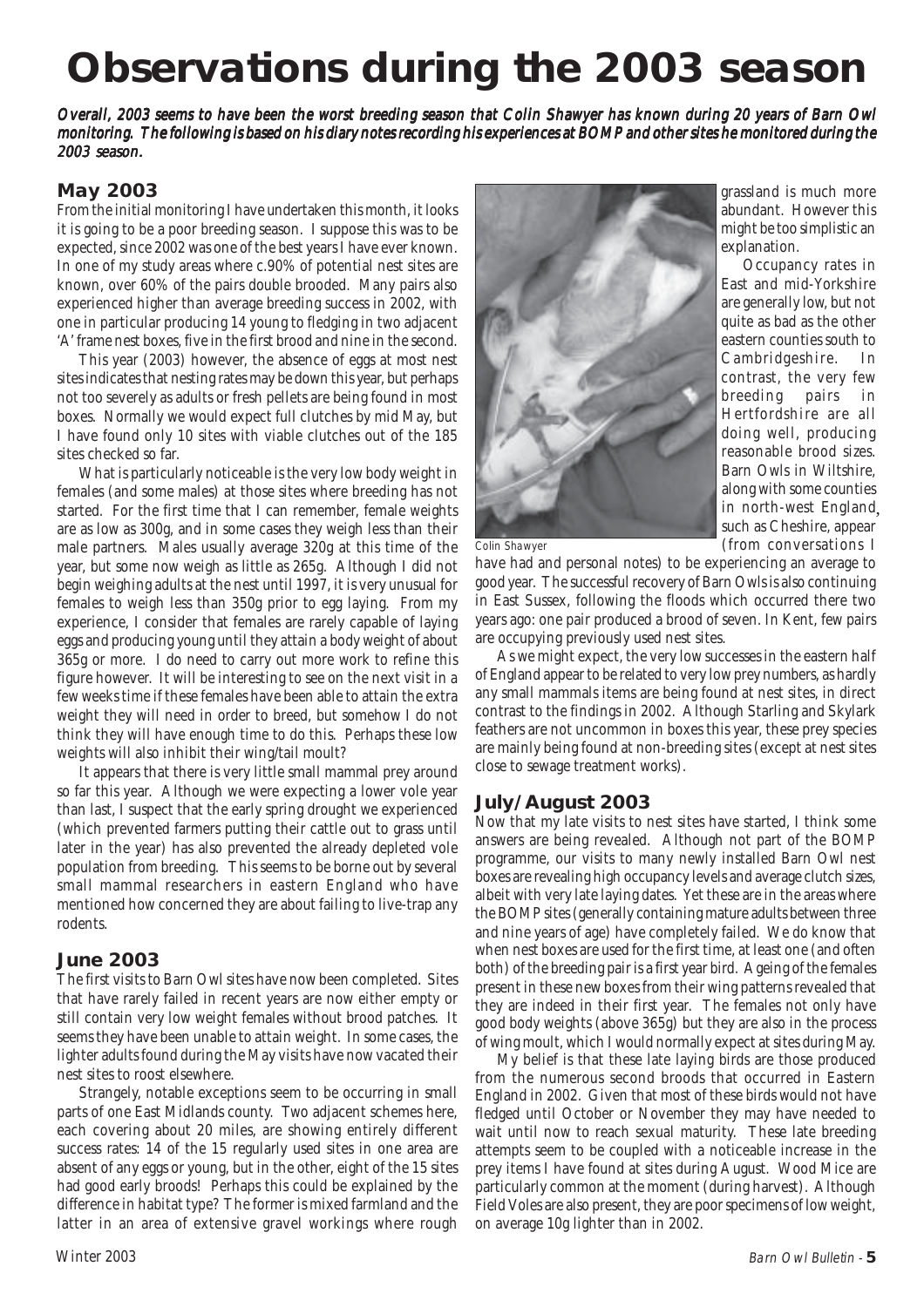# Observations during the 2003 season

***Overall, 2003 seems to have been the worst breeding season that Colin Shawyer has known during 20 years of Barn Owl monitoring. The following is based on his diary notes recording his experiences at BOMP and other sites he monitored during the 2003 season.***

## May 2003

From the initial monitoring I have undertaken this month, it looks it is going to be a poor breeding season. I suppose this was to be expected, since 2002 was one of the best years I have ever known. In one of my study areas where c.90% of potential nest sites are known, over 60% of the pairs double brooded. Many pairs also experienced higher than average breeding success in 2002, with one in particular producing 14 young to fledging in two adjacent 'A' frame nest boxes, five in the first brood and nine in the second.

This year (2003) however, the absence of eggs at most nest sites indicates that nesting rates may be down this year, but perhaps not too severely as adults or fresh pellets are being found in most boxes. Normally we would expect full clutches by mid May, but I have found only 10 sites with viable clutches out of the 185 sites checked so far.

What is particularly noticeable is the very low body weight in females (and some males) at those sites where breeding has not started. For the first time that I can remember, female weights are as low as 300g, and in some cases they weigh less than their male partners. Males usually average 320g at this time of the year, but some now weigh as little as 265g. Although I did not begin weighing adults at the nest until 1997, it is very unusual for females to weigh less than 350g prior to egg laying. From my experience, I consider that females are rarely capable of laying eggs and producing young until they attain a body weight of about 365g or more. I do need to carry out more work to refine this figure however. It will be interesting to see on the next visit in a few weeks time if these females have been able to attain the extra weight they will need in order to breed, but somehow I do not think they will have enough time to do this. Perhaps these low weights will also inhibit their wing/tail moult?

It appears that there is very little small mammal prey around so far this year. Although we were expecting a lower vole year than last, I suspect that the early spring drought we experienced (which prevented farmers putting their cattle out to grass until later in the year) has also prevented the already depleted vole population from breeding. This seems to be borne out by several small mammal researchers in eastern England who have mentioned how concerned they are about failing to live-trap any rodents.

## June 2003

The first visits to Barn Owl sites have now been completed. Sites that have rarely failed in recent years are now either empty or still contain very low weight females without brood patches. It seems they have been unable to attain weight. In some cases, the lighter adults found during the May visits have now vacated their nest sites to roost elsewhere.

Strangely, notable exceptions seem to be occurring in small parts of one East Midlands county. Two adjacent schemes here, each covering about 20 miles, are showing entirely different success rates: 14 of the 15 regularly used sites in one area are absent of any eggs or young, but in the other, eight of the 15 sites had good early broods! Perhaps this could be explained by the difference in habitat type? The former is mixed farmland and the latter in an area of extensive gravel workings where rough grassland is much more abundant. However this might be too simplistic an explanation.

Colin Shawyer

Occupancy rates in East and mid-Yorkshire are generally low, but not quite as bad as the other eastern counties south to Cambridgeshire. In contrast, the very few breeding pairs in Hertfordshire are all doing well, producing reasonable brood sizes. Barn Owls in Wiltshire, along with some counties in north-west England, such as Cheshire, appear (from conversations I have had and personal notes) to be experiencing an average to good year. The successful recovery of Barn Owls is also continuing in East Sussex, following the floods which occurred there two years ago: one pair produced a brood of seven. In Kent, few pairs are occupying previously used nest sites.

As we might expect, the very low successes in the eastern half of England appear to be related to very low prey numbers, as hardly any small mammals items are being found at nest sites, in direct contrast to the findings in 2002. Although Starling and Skylark feathers are not uncommon in boxes this year, these prey species are mainly being found at non-breeding sites (except at nest sites close to sewage treatment works).

## July/August 2003

Now that my late visits to nest sites have started, I think some answers are being revealed. Although not part of the BOMP programme, our visits to many newly installed Barn Owl nest boxes are revealing high occupancy levels and average clutch sizes, albeit with very late laying dates. Yet these are in the areas where the BOMP sites (generally containing mature adults between three and nine years of age) have completely failed. We do know that when nest boxes are used for the first time, at least one (and often both) of the breeding pair is a first year bird. Ageing of the females present in these new boxes from their wing patterns revealed that they are indeed in their first year. The females not only have good body weights (above 365g) but they are also in the process of wing moult, which I would normally expect at sites during May.

My belief is that these late laying birds are those produced from the numerous second broods that occurred in Eastern England in 2002. Given that most of these birds would not have fledged until October or November they may have needed to wait until now to reach sexual maturity. These late breeding attempts seem to be coupled with a noticeable increase in the prey items I have found at sites during August. Wood Mice are particularly common at the moment (during harvest). Although Field Voles are also present, they are poor specimens of low weight, on average 10g lighter than in 2002.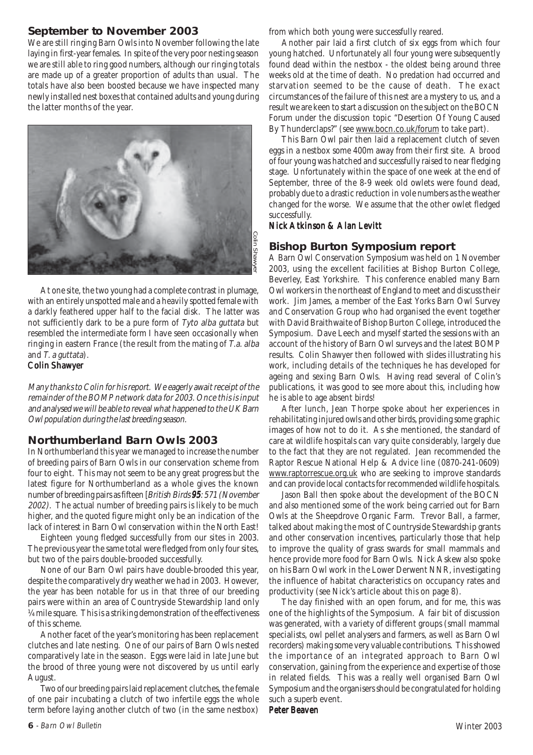## September to November 2003

We are still ringing Barn Owls into November following the late laying in first-year females. In spite of the very poor nesting season we are still able to ring good numbers, although our ringing totals are made up of a greater proportion of adults than usual. The totals have also been boosted because we have inspected many newly installed nest boxes that contained adults and young during the latter months of the year.

Colin Shawyer

At one site, the two young had a complete contrast in plumage, with an entirely unspotted male and a heavily spotted female with a darkly feathered upper half to the facial disk. The latter was not sufficiently dark to be a pure form of *Tyto alba guttata* but resembled the intermediate form I have seen occasionally when ringing in eastern France (the result from the mating of *T.a. alba* and *T. a guttata*).

**Colin Shawyer**

*Many thanks to Colin for his report. We eagerly await receipt of the remainder of the BOMP network data for 2003. Once this is input and analysed we will be able to reveal what happened to the UK Barn Owl population during the last breeding season.*

## Northumberland Barn Owls 2003

In Northumberland this year we managed to increase the number of breeding pairs of Barn Owls in our conservation scheme from four to eight. This may not seem to be any great progress but the latest figure for Northumberland as a whole gives the known number of breeding pairs as fifteen [*British Birds* **95**: 571 (November 2002)]. The actual number of breeding pairs is likely to be much higher, and the quoted figure might only be an indication of the lack of interest in Barn Owl conservation within the North East!

Eighteen young fledged successfully from our sites in 2003. The previous year the same total were fledged from only four sites, but two of the pairs double-brooded successfully.

None of our Barn Owl pairs have double-brooded this year, despite the comparatively dry weather we had in 2003. However, the year has been notable for us in that three of our breeding pairs were within an area of Countryside Stewardship land only ¼ mile square. This is a striking demonstration of the effectiveness of this scheme.

Another facet of the year's monitoring has been replacement clutches and late nesting. One of our pairs of Barn Owls nested comparatively late in the season. Eggs were laid in late June but the brood of three young were not discovered by us until early August.

Two of our breeding pairs laid replacement clutches, the female of one pair incubating a clutch of two infertile eggs the whole term before laying another clutch of two (in the same nestbox) from which both young were successfully reared.

Another pair laid a first clutch of six eggs from which four young hatched. Unfortunately all four young were subsequently found dead within the nestbox - the oldest being around three weeks old at the time of death. No predation had occurred and starvation seemed to be the cause of death. The exact circumstances of the failure of this nest are a mystery to us, and a result we are keen to start a discussion on the subject on the BOCN Forum under the discussion topic "Desertion Of Young Caused By Thunderclaps?" (see www.bocn.co.uk/forum to take part).

This Barn Owl pair then laid a replacement clutch of seven eggs in a nestbox some 400m away from their first site. A brood of four young was hatched and successfully raised to near fledging stage. Unfortunately within the space of one week at the end of September, three of the 8-9 week old owlets were found dead, probably due to a drastic reduction in vole numbers as the weather changed for the worse. We assume that the other owlet fledged successfully.

***Nick Atkinson & Alan Levitt***

## Bishop Burton Symposium report

A Barn Owl Conservation Symposium was held on 1 November 2003, using the excellent facilities at Bishop Burton College, Beverley, East Yorkshire. This conference enabled many Barn Owl workers in the northeast of England to meet and discuss their work. Jim James, a member of the East Yorks Barn Owl Survey and Conservation Group who had organised the event together with David Braithwaite of Bishop Burton College, introduced the Symposium. Dave Leech and myself started the sessions with an account of the history of Barn Owl surveys and the latest BOMP results. Colin Shawyer then followed with slides illustrating his work, including details of the techniques he has developed for ageing and sexing Barn Owls. Having read several of Colin's publications, it was good to see more about this, including how he is able to age absent birds!

After lunch, Jean Thorpe spoke about her experiences in rehabilitating injured owls and other birds, providing some graphic images of how not to do it. As she mentioned, the standard of care at wildlife hospitals can vary quite considerably, largely due to the fact that they are not regulated. Jean recommended the Raptor Rescue National Help & Advice line (0870-241-0609) www.raptorrescue.org.uk who are seeking to improve standards and can provide local contacts for recommended wildlife hospitals.

Jason Ball then spoke about the development of the BOCN and also mentioned some of the work being carried out for Barn Owls at the Sheepdrove Organic Farm. Trevor Ball, a farmer, talked about making the most of Countryside Stewardship grants and other conservation incentives, particularly those that help to improve the quality of grass swards for small mammals and hence provide more food for Barn Owls. Nick Askew also spoke on his Barn Owl work in the Lower Derwent NNR, investigating the influence of habitat characteristics on occupancy rates and productivity (see Nick's article about this on page 8).

The day finished with an open forum, and for me, this was one of the highlights of the Symposium. A fair bit of discussion was generated, with a variety of different groups (small mammal specialists, owl pellet analysers and farmers, as well as Barn Owl recorders) making some very valuable contributions. This showed the importance of an integrated approach to Barn Owl conservation, gaining from the experience and expertise of those in related fields. This was a really well organised Barn Owl Symposium and the organisers should be congratulated for holding such a superb event.

**Peter Beaven**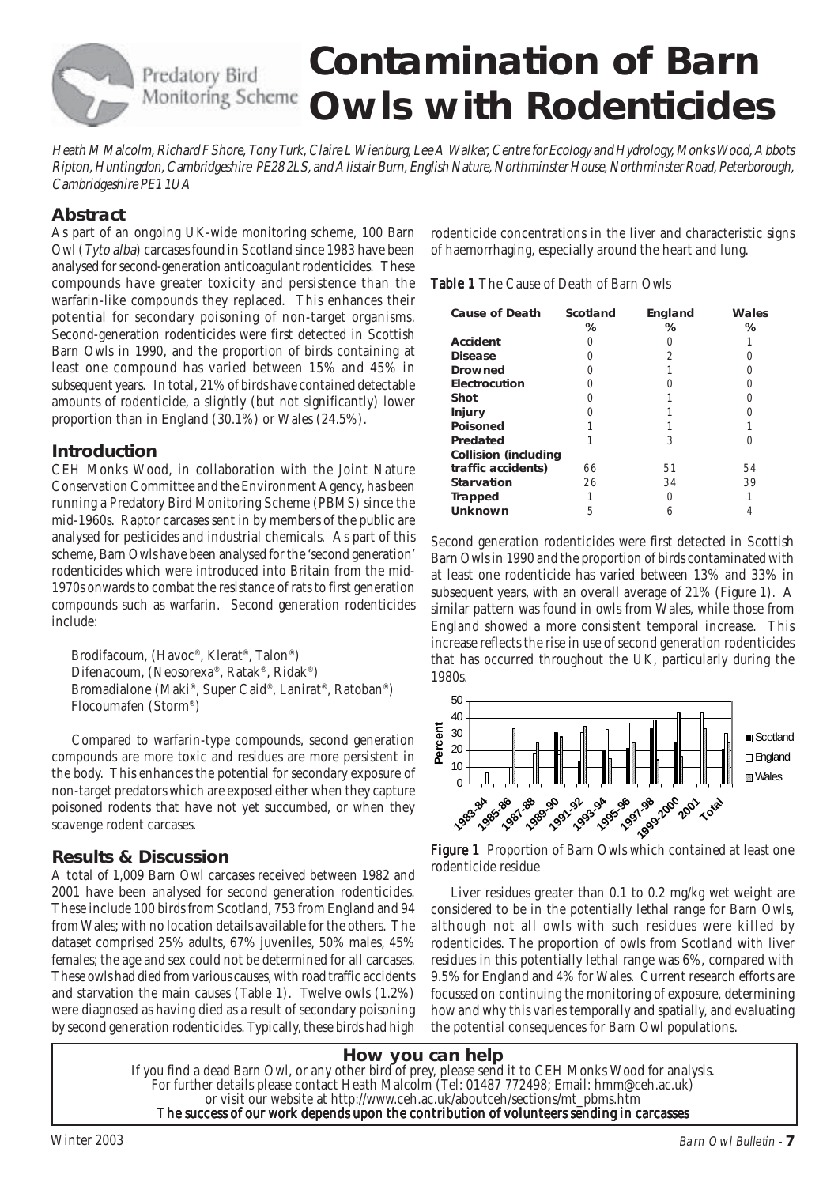# Contamination of Barn Owls with Rodenticides

*Heath M Malcolm, Richard F Shore, Tony Turk, Claire L Wienburg, Lee A Walker, Centre for Ecology and Hydrology, Monks Wood, Abbots Ripton, Huntingdon, Cambridgeshire PE28 2LS, and Alistair Burn, English Nature, Northminster House, Northminster Road, Peterborough, Cambridgeshire PE1 1UA*

## Abstract

As part of an ongoing UK-wide monitoring scheme, 100 Barn Owl (*Tyto alba*) carcases found in Scotland since 1983 have been analysed for second-generation anticoagulant rodenticides. These compounds have greater toxicity and persistence than the warfarin-like compounds they replaced. This enhances their potential for secondary poisoning of non-target organisms. Second-generation rodenticides were first detected in Scottish Barn Owls in 1990, and the proportion of birds containing at least one compound has varied between 15% and 45% in subsequent years. In total, 21% of birds have contained detectable amounts of rodenticide, a slightly (but not significantly) lower proportion than in England (30.1%) or Wales (24.5%).

## Introduction

CEH Monks Wood, in collaboration with the Joint Nature Conservation Committee and the Environment Agency, has been running a Predatory Bird Monitoring Scheme (PBMS) since the mid-1960s. Raptor carcases sent in by members of the public are analysed for pesticides and industrial chemicals. As part of this scheme, Barn Owls have been analysed for the 'second generation' rodenticides which were introduced into Britain from the mid-1970s onwards to combat the resistance of rats to first generation compounds such as warfarin. Second generation rodenticides include:

Brodifacoum, (Havoc®, Klerat®, Talon®)
Difenacoum, (Neosorexa®, Ratak®, Ridak®)
Bromadialone (Maki®, Super Caid®, Lanirat®, Ratoban®)
Flocoumafen (Storm®)

Compared to warfarin-type compounds, second generation compounds are more toxic and residues are more persistent in the body. This enhances the potential for secondary exposure of non-target predators which are exposed either when they capture poisoned rodents that have not yet succumbed, or when they scavenge rodent carcasses.

## Results & Discussion

A total of 1,009 Barn Owl carcases received between 1982 and 2001 have been analysed for second generation rodenticides. These include 100 birds from Scotland, 753 from England and 94 from Wales; with no location details available for the others. The dataset comprised 25% adults, 67% juveniles, 50% males, 45% females; the age and sex could not be determined for all carcases. These owls had died from various causes, with road traffic accidents and starvation the main causes (Table 1). Twelve owls (1.2%) were diagnosed as having died as a result of secondary poisoning by second generation rodenticides. Typically, these birds had high rodenticide concentrations in the liver and characteristic signs of haemorrhaging, especially around the heart and lung.

**Table 1** The Cause of Death of Barn Owls

| Cause of Death | Scotland % | England % | Wales % |
|---|---|---|---|
| Accident | 0 | 0 | 1 |
| Disease | 0 | 2 | 0 |
| Drowned | 0 | 1 | 0 |
| Electrocution | 0 | 0 | 0 |
| Shot | 0 | 1 | 0 |
| Injury | 0 | 1 | 0 |
| Poisoned | 1 | 1 | 1 |
| Predated | 1 | 3 | 0 |
| Collision (including traffic accidents) | 66 | 51 | 54 |
| Starvation | 26 | 34 | 39 |
| Trapped | 1 | 0 | 1 |
| Unknown | 5 | 6 | 4 |

Second generation rodenticides were first detected in Scottish Barn Owls in 1990 and the proportion of birds contaminated with at least one rodenticide has varied between 13% and 33% in subsequent years, with an overall average of 21% (Figure 1). A similar pattern was found in owls from Wales, while those from England showed a more consistent temporal increase. This increase reflects the rise in use of second generation rodenticides that has occurred throughout the UK, particularly during the 1980s.

**Figure 1** Proportion of Barn Owls which contained at least one rodenticide residue

Liver residues greater than 0.1 to 0.2 mg/kg wet weight are considered to be in the potentially lethal range for Barn Owls, although not all owls with such residues were killed by rodenticides. The proportion of owls from Scotland with liver residues in this potentially lethal range was 6%, compared with 9.5% for England and 4% for Wales. Current research efforts are focussed on continuing the monitoring of exposure, determining how and why this varies temporally and spatially, and evaluating the potential consequences for Barn Owl populations.

### How you can help

If you find a dead Barn Owl, or any other bird of prey, please send it to CEH Monks Wood for analysis.
For further details please contact Heath Malcolm (Tel: 01487 772498; Email: hmm@ceh.ac.uk)
or visit our website at http://www.ceh.ac.uk/aboutceh/sections/mt_pbms.htm
**The success of our work depends upon the contribution of volunteers sending in carcasses**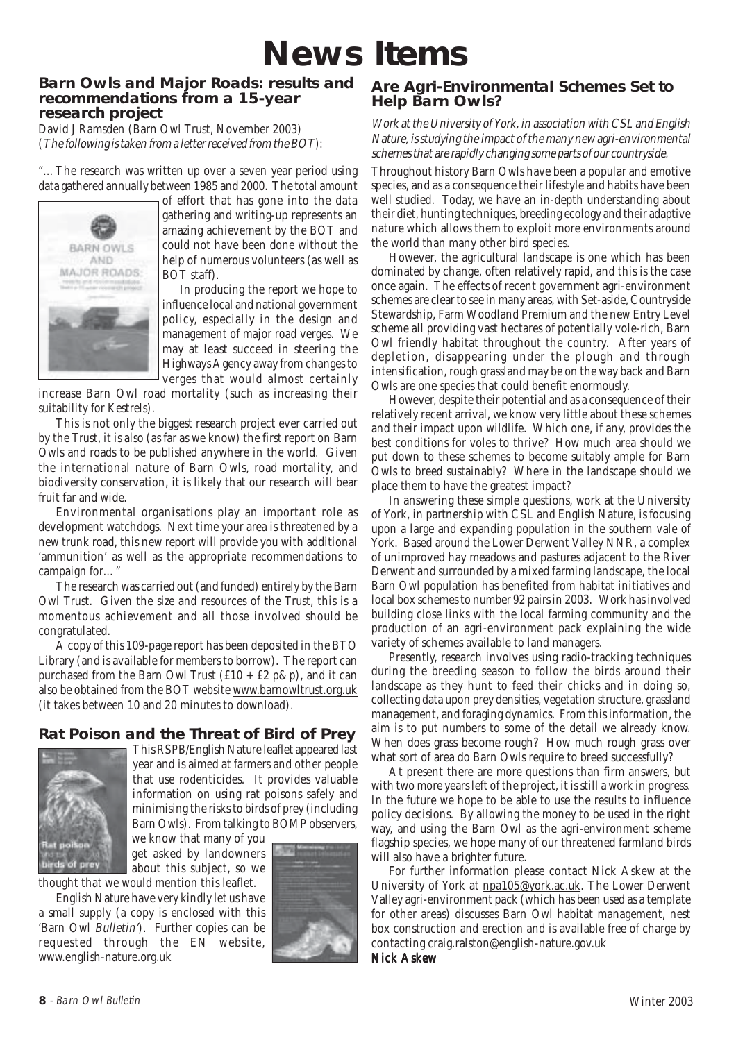# News Items

## Barn Owls and Major Roads: results and recommendations from a 15-year research project

David J Ramsden (Barn Owl Trust, November 2003)
(*The following is taken from a letter received from the BOT*):

"…The research was written up over a seven year period using data gathered annually between 1985 and 2000. The total amount of effort that has gone into the data gathering and writing-up represents an amazing achievement by the BOT and could not have been done without the help of numerous volunteers (as well as BOT staff).

In producing the report we hope to influence local and national government policy, especially in the design and management of major road verges. We may at least succeed in steering the Highways Agency away from changes to verges that would almost certainly increase Barn Owl road mortality (such as increasing their suitability for Kestrels).

This is not only the biggest research project ever carried out by the Trust, it is also (as far as we know) the first report on Barn Owls and roads to be published anywhere in the world. Given the international nature of Barn Owls, road mortality, and biodiversity conservation, it is likely that our research will bear fruit far and wide.

Environmental organisations play an important role as development watchdogs. Next time your area is threatened by a new trunk road, this new report will provide you with additional 'ammunition' as well as the appropriate recommendations to campaign for…"

The research was carried out (and funded) entirely by the Barn Owl Trust. Given the size and resources of the Trust, this is a momentous achievement and all those involved should be congratulated.

A copy of this 109-page report has been deposited in the BTO Library (and is available for members to borrow). The report can purchased from the Barn Owl Trust (£10 + £2 p&p), and it can also be obtained from the BOT website www.barnowltrust.org.uk (it takes between 10 and 20 minutes to download).

## Rat Poison and the Threat of Bird of Prey

This RSPB/English Nature leaflet appeared last year and is aimed at farmers and other people that use rodenticides. It provides valuable information on using rat poisons safely and minimising the risks to birds of prey (including Barn Owls). From talking to BOMP observers, we know that many of you get asked by landowners about this subject, so we thought that we would mention this leaflet.

English Nature have very kindly let us have a small supply (a copy is enclosed with this 'Barn Owl *Bulletin*'). Further copies can be requested through the EN website, www.english-nature.org.uk

## Are Agri-Environmental Schemes Set to Help Barn Owls?

*Work at the University of York, in association with CSL and English Nature, is studying the impact of the many new agri-environmental schemes that are rapidly changing some parts of our countryside.*

Throughout history Barn Owls have been a popular and emotive species, and as a consequence their lifestyle and habits have been well studied. Today, we have an in-depth understanding about their diet, hunting techniques, breeding ecology and their adaptive nature which allows them to exploit more environments around the world than many other bird species.

However, the agricultural landscape is one which has been dominated by change, often relatively rapid, and this is the case once again. The effects of recent government agri-environment schemes are clear to see in many areas, with Set-aside, Countryside Stewardship, Farm Woodland Premium and the new Entry Level scheme all providing vast hectares of potentially vole-rich, Barn Owl friendly habitat throughout the country. After years of depletion, disappearing under the plough and through intensification, rough grassland may be on the way back and Barn Owls are one species that could benefit enormously.

However, despite their potential and as a consequence of their relatively recent arrival, we know very little about these schemes and their impact upon wildlife. Which one, if any, provides the best conditions for voles to thrive? How much area should we put down to these schemes to become suitably ample for Barn Owls to breed sustainably? Where in the landscape should we place them to have the greatest impact?

In answering these simple questions, work at the University of York, in partnership with CSL and English Nature, is focusing upon a large and expanding population in the southern vale of York. Based around the Lower Derwent Valley NNR, a complex of unimproved hay meadows and pastures adjacent to the River Derwent and surrounded by a mixed farming landscape, the local Barn Owl population has benefited from habitat initiatives and local box schemes to number 92 pairs in 2003. Work has involved building close links with the local farming community and the production of an agri-environment pack explaining the wide variety of schemes available to land managers.

Presently, research involves using radio-tracking techniques during the breeding season to follow the birds around their landscape as they hunt to feed their chicks and in doing so, collecting data upon prey densities, vegetation structure, grassland management, and foraging dynamics. From this information, the aim is to put numbers to some of the detail we already know. When does grass become rough? How much rough grass over what sort of area do Barn Owls require to breed successfully?

At present there are more questions than firm answers, but with two more years left of the project, it is still a work in progress. In the future we hope to be able to use the results to influence policy decisions. By allowing the money to be used in the right way, and using the Barn Owl as the agri-environment scheme flagship species, we hope many of our threatened farmland birds will also have a brighter future.

For further information please contact Nick Askew at the University of York at npa105@york.ac.uk. The Lower Derwent Valley agri-environment pack (which has been used as a template for other areas) discusses Barn Owl habitat management, nest box construction and erection and is available free of charge by contacting craig.ralston@english-nature.gov.uk

**Nick Askew**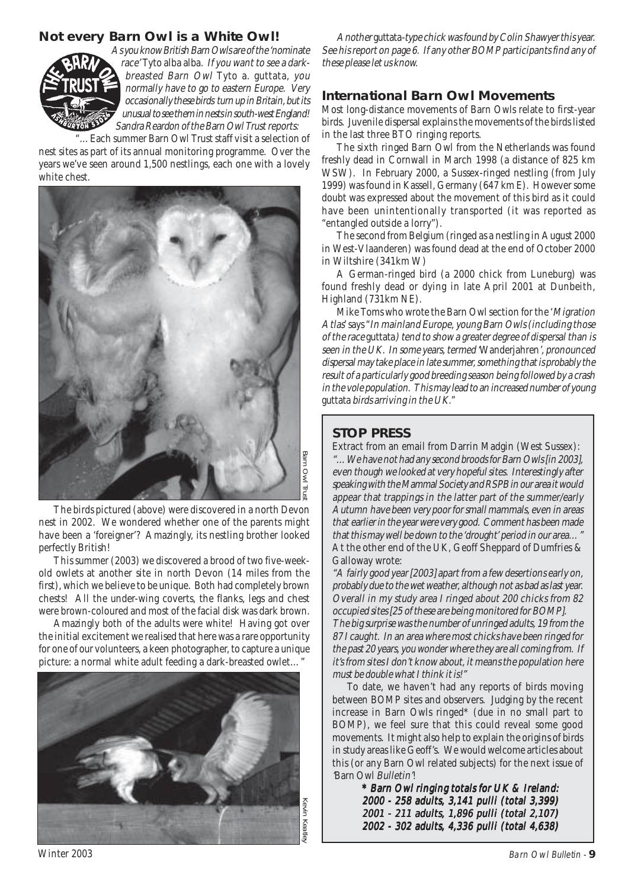## Not every Barn Owl is a White Owl!

*As you know British Barn Owls are of the 'nominate race'* Tyto alba alba*. If you want to see a dark-breasted Barn Owl* Tyto a. guttata*, you normally have to go to eastern Europe. Very occasionally these birds turn up in Britain, but its unusual to see them in nests in south-west England! Sandra Reardon of the Barn Owl Trust reports:*

"…Each summer Barn Owl Trust staff visit a selection of nest sites as part of its annual monitoring programme. Over the years we've seen around 1,500 nestlings, each one with a lovely white chest.

Barn Owl Trust

The birds pictured (above) were discovered in a north Devon nest in 2002. We wondered whether one of the parents might have been a 'foreigner'? Amazingly, its nestling brother looked perfectly British!

This summer (2003) we discovered a brood of two five-week-old owlets at another site in north Devon (14 miles from the first), which we believe to be unique. Both had completely brown chests! All the under-wing coverts, the flanks, legs and chest were brown-coloured and most of the facial disk was dark brown.

Amazingly both of the adults were white! Having got over the initial excitement we realised that here was a rare opportunity for one of our volunteers, a keen photographer, to capture a unique picture: a normal white adult feeding a dark-breasted owlet…"

Kevin Keatley

*Another* guttata*-type chick was found by Colin Shawyer this year. See his report on page 6. If any other BOMP participants find any of these please let us know.*

## International Barn Owl Movements

Most long-distance movements of Barn Owls relate to first-year birds. Juvenile dispersal explains the movements of the birds listed in the last three BTO ringing reports.

The sixth ringed Barn Owl from the Netherlands was found freshly dead in Cornwall in March 1998 (a distance of 825 km WSW). In February 2000, a Sussex-ringed nestling (from July 1999) was found in Kassell, Germany (647 km E). However some doubt was expressed about the movement of this bird as it could have been unintentionally transported (it was reported as "entangled outside a lorry").

The second from Belgium (ringed as a nestling in August 2000 in West-Vlaanderen) was found dead at the end of October 2000 in Wiltshire (341km W)

A German-ringed bird (a 2000 chick from Luneburg) was found freshly dead or dying in late April 2001 at Dunbeith, Highland (731km NE).

Mike Toms who wrote the Barn Owl section for the '*Migration Atlas*' says "*In mainland Europe, young Barn Owls (including those of the race* guttata*) tend to show a greater degree of dispersal than is seen in the UK. In some years, termed '*Wanderjahren*', pronounced dispersal may take place in late summer, something that is probably the result of a particularly good breeding season being followed by a crash in the vole population. This may lead to an increased number of young* guttata *birds arriving in the UK.*"

### STOP PRESS

Extract from an email from Darrin Madgin (West Sussex):

*"…We have not had any second broods for Barn Owls [in 2003], even though we looked at very hopeful sites. Interestingly after speaking with the Mammal Society and RSPB in our area it would appear that trappings in the latter part of the summer/early Autumn have been very poor for small mammals, even in areas that earlier in the year were very good. Comment has been made that this may well be down to the 'drought' period in our area…"*

At the other end of the UK, Geoff Sheppard of Dumfries & Galloway wrote:

*"A fairly good year [2003] apart from a few desertions early on, probably due to the wet weather, although not as bad as last year. Overall in my study area I ringed about 200 chicks from 82 occupied sites [25 of these are being monitored for BOMP]. The big surprise was the number of unringed adults, 19 from the 87 I caught. In an area where most chicks have been ringed for the past 20 years, you wonder where they are all coming from. If it's from sites I don't know about, it means the population here must be double what I think it is!"*

To date, we haven't had any reports of birds moving between BOMP sites and observers. Judging by the recent increase in Barn Owls ringed* (due in no small part to BOMP), we feel sure that this could reveal some good movements. It might also help to explain the origins of birds in study areas like Geoff's. We would welcome articles about this (or any Barn Owl related subjects) for the next issue of 'Barn Owl *Bulletin*'!

***\* Barn Owl ringing totals for UK & Ireland:***
***2000 - 258 adults, 3,141 pulli (total 3,399)***
***2001 - 211 adults, 1,896 pulli (total 2,107)***
***2002 - 302 adults, 4,336 pulli (total 4,638)***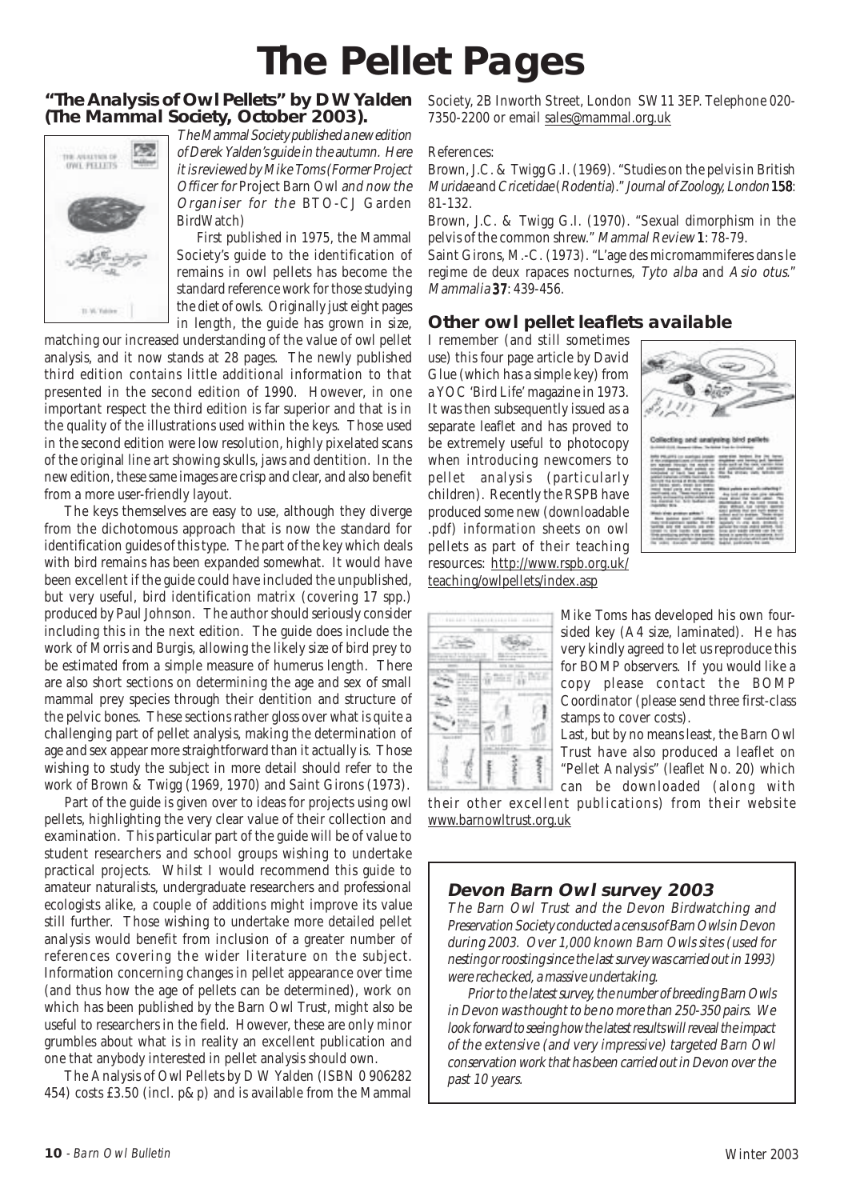# The Pellet Pages

## "The Analysis of Owl Pellets" by D W Yalden (The Mammal Society, October 2003).

*The Mammal Society published a new edition of Derek Yalden's guide in the autumn. Here it is reviewed by Mike Toms (Former Project Officer for* Project Barn Owl *and now the Organiser for the* BTO-CJ Garden BirdWatch*)*

First published in 1975, the Mammal Society's guide to the identification of remains in owl pellets has become the standard reference work for those studying the diet of owls. Originally just eight pages in length, the guide has grown in size, matching our increased understanding of the value of owl pellet analysis, and it now stands at 28 pages. The newly published third edition contains little additional information to that presented in the second edition of 1990. However, in one important respect the third edition is far superior and that is in the quality of the illustrations used within the keys. Those used in the second edition were low resolution, highly pixelated scans of the original line art showing skulls, jaws and dentition. In the new edition, these same images are crisp and clear, and also benefit from a more user-friendly layout.

The keys themselves are easy to use, although they diverge from the dichotomous approach that is now the standard for identification guides of this type. The part of the key which deals with bird remains has been expanded somewhat. It would have been excellent if the guide could have included the unpublished, but very useful, bird identification matrix (covering 17 spp.) produced by Paul Johnson. The author should seriously consider including this in the next edition. The guide does include the work of Morris and Burgis, allowing the likely size of bird prey to be estimated from a simple measure of humerus length. There are also short sections on determining the age and sex of small mammal prey species through their dentition and structure of the pelvic bones. These sections rather gloss over what is quite a challenging part of pellet analysis, making the determination of age and sex appear more straightforward than it actually is. Those wishing to study the subject in more detail should refer to the work of Brown & Twigg (1969, 1970) and Saint Girons (1973).

Part of the guide is given over to ideas for projects using owl pellets, highlighting the very clear value of their collection and examination. This particular part of the guide will be of value to student researchers and school groups wishing to undertake practical projects. Whilst I would recommend this guide to amateur naturalists, undergraduate researchers and professional ecologists alike, a couple of additions might improve its value still further. Those wishing to undertake more detailed pellet analysis would benefit from inclusion of a greater number of references covering the wider literature on the subject. Information concerning changes in pellet appearance over time (and thus how the age of pellets can be determined), work on which has been published by the Barn Owl Trust, might also be useful to researchers in the field. However, these are only minor grumbles about what is in reality an excellent publication and one that anybody interested in pellet analysis should own.

The Analysis of Owl Pellets by D W Yalden (ISBN 0 906282 454) costs £3.50 (incl. p&p) and is available from the Mammal Society, 2B Inworth Street, London SW11 3EP. Telephone 020-7350-2200 or email sales@mammal.org.uk

References:

Brown, J.C. & Twigg G.I. (1969). "Studies on the pelvis in British *Muridae* and *Cricetidae* (*Rodentia*)." *Journal of Zoology, London* **158**: 81-132.

Brown, J.C. & Twigg G.I. (1970). "Sexual dimorphism in the pelvis of the common shrew." *Mammal Review* **1**: 78-79.

Saint Girons, M.-C. (1973). "L'age des micromammiferes dans le regime de deux rapaces nocturnes, *Tyto alba* and *Asio otus*." *Mammalia* **37**: 439-456.

## Other owl pellet leaflets available

I remember (and still sometimes use) this four page article by David Glue (which has a simple key) from a YOC 'Bird Life' magazine in 1973. It was then subsequently issued as a separate leaflet and has proved to be extremely useful to photocopy when introducing newcomers to pellet analysis (particularly children). Recently the RSPB have produced some new (downloadable .pdf) information sheets on owl pellets as part of their teaching resources: http://www.rspb.org.uk/teaching/owlpellets/index.asp

Mike Toms has developed his own four-sided key (A4 size, laminated). He has very kindly agreed to let us reproduce this for BOMP observers. If you would like a copy please contact the BOMP Coordinator (please send three first-class stamps to cover costs).

Last, but by no means least, the Barn Owl Trust have also produced a leaflet on "Pellet Analysis" (leaflet No. 20) which can be downloaded (along with their other excellent publications) from their website www.barnowltrust.org.uk

## Devon Barn Owl survey 2003

*The Barn Owl Trust and the Devon Birdwatching and Preservation Society conducted a census of Barn Owls in Devon during 2003. Over 1,000 known Barn Owls sites (used for nesting or roosting since the last survey was carried out in 1993) were rechecked, a massive undertaking.*

*Prior to the latest survey, the number of breeding Barn Owls in Devon was thought to be no more than 250-350 pairs. We look forward to seeing how the latest results will reveal the impact of the extensive (and very impressive) targeted Barn Owl conservation work that has been carried out in Devon over the past 10 years.*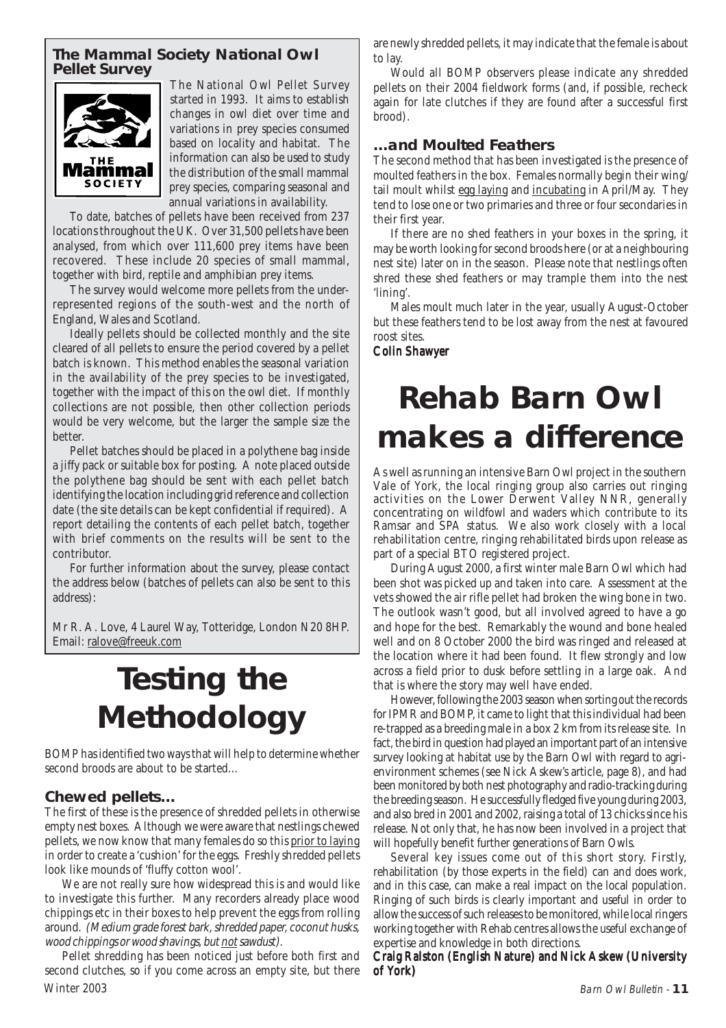## The Mammal Society National Owl Pellet Survey

The National Owl Pellet Survey started in 1993. It aims to establish changes in owl diet over time and variations in prey species consumed based on locality and habitat. The information can also be used to study the distribution of the small mammal prey species, comparing seasonal and annual variations in availability.

To date, batches of pellets have been received from 237 locations throughout the UK. Over 31,500 pellets have been analysed, from which over 111,600 prey items have been recovered. These include 20 species of small mammal, together with bird, reptile and amphibian prey items.

The survey would welcome more pellets from the under-represented regions of the south-west and the north of England, Wales and Scotland.

Ideally pellets should be collected monthly and the site cleared of all pellets to ensure the period covered by a pellet batch is known. This method enables the seasonal variation in the availability of the prey species to be investigated, together with the impact of this on the owl diet. If monthly collections are not possible, then other collection periods would be very welcome, but the larger the sample size the better.

Pellet batches should be placed in a polythene bag inside a jiffy pack or suitable box for posting. A note placed outside the polythene bag should be sent with each pellet batch identifying the location including grid reference and collection date (the site details can be kept confidential if required). A report detailing the contents of each pellet batch, together with brief comments on the results will be sent to the contributor.

For further information about the survey, please contact the address below (batches of pellets can also be sent to this address):

Mr R. A. Love, 4 Laurel Way, Totteridge, London N20 8HP. Email: ralove@freeuk.com

# Testing the Methodology

BOMP has identified two ways that will help to determine whether second broods are about to be started…

### Chewed pellets…

The first of these is the presence of shredded pellets in otherwise empty nest boxes. Although we were aware that nestlings chewed pellets, we now know that many females do so this prior to laying in order to create a 'cushion' for the eggs. Freshly shredded pellets look like mounds of 'fluffy cotton wool'.

We are not really sure how widespread this is and would like to investigate this further. Many recorders already place wood chippings etc in their boxes to help prevent the eggs from rolling around. *(Medium grade forest bark, shredded paper, coconut husks, wood chippings or wood shavings, but not sawdust).*

Pellet shredding has been noticed just before both first and second clutches, so if you come across an empty site, but there are newly shredded pellets, it may indicate that the female is about to lay.

Would all BOMP observers please indicate any shredded pellets on their 2004 fieldwork forms (and, if possible, recheck again for late clutches if they are found after a successful first brood).

### …and Moulted Feathers

The second method that has been investigated is the presence of moulted feathers in the box. Females normally begin their wing/tail moult whilst egg laying and incubating in April/May. They tend to lose one or two primaries and three or four secondaries in their first year.

If there are no shed feathers in your boxes in the spring, it may be worth looking for second broods here (or at a neighbouring nest site) later on in the season. Please note that nestlings often shred these shed feathers or may trample them into the nest 'lining'.

Males moult much later in the year, usually August-October but these feathers tend to be lost away from the nest at favoured roost sites.

**Colin Shawyer**

# Rehab Barn Owl makes a difference

As well as running an intensive Barn Owl project in the southern Vale of York, the local ringing group also carries out ringing activities on the Lower Derwent Valley NNR, generally concentrating on wildfowl and waders which contribute to its Ramsar and SPA status. We also work closely with a local rehabilitation centre, ringing rehabilitated birds upon release as part of a special BTO registered project.

During August 2000, a first winter male Barn Owl which had been shot was picked up and taken into care. Assessment at the vets showed the air rifle pellet had broken the wing bone in two. The outlook wasn't good, but all involved agreed to have a go and hope for the best. Remarkably the wound and bone healed well and on 8 October 2000 the bird was ringed and released at the location where it had been found. It flew strongly and low across a field prior to dusk before settling in a large oak. And that is where the story may well have ended.

However, following the 2003 season when sorting out the records for IPMR and BOMP, it came to light that this individual had been re-trapped as a breeding male in a box 2 km from its release site. In fact, the bird in question had played an important part of an intensive survey looking at habitat use by the Barn Owl with regard to agri-environment schemes (see Nick Askew's article, page 8), and had been monitored by both nest photography and radio-tracking during the breeding season. He successfully fledged five young during 2003, and also bred in 2001 and 2002, raising a total of 13 chicks since his release. Not only that, he has now been involved in a project that will hopefully benefit further generations of Barn Owls.

Several key issues come out of this short story. Firstly, rehabilitation (by those experts in the field) can and does work, and in this case, can make a real impact on the local population. Ringing of such birds is clearly important and useful in order to allow the success of such releases to be monitored, while local ringers working together with Rehab centres allows the useful exchange of expertise and knowledge in both directions.

**Craig Ralston (English Nature) and Nick Askew (University of York)**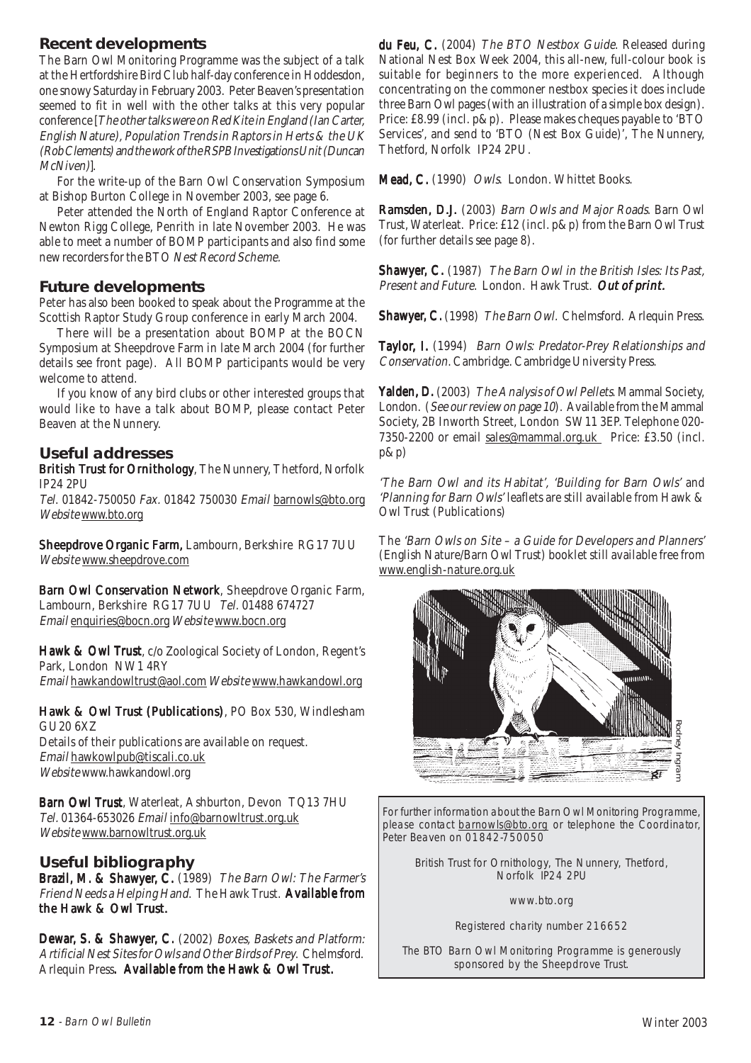## Recent developments

The Barn Owl Monitoring Programme was the subject of a talk at the Hertfordshire Bird Club half-day conference in Hoddesdon, one snowy Saturday in February 2003. Peter Beaven's presentation seemed to fit in well with the other talks at this very popular conference [*The other talks were on Red Kite in England (Ian Carter, English Nature), Population Trends in Raptors in Herts & the UK (Rob Clements) and the work of the RSPB Investigations Unit (Duncan McNiven)*].

For the write-up of the Barn Owl Conservation Symposium at Bishop Burton College in November 2003, see page 6.

Peter attended the North of England Raptor Conference at Newton Rigg College, Penrith in late November 2003. He was able to meet a number of BOMP participants and also find some new recorders for the BTO *Nest Record Scheme*.

## Future developments

Peter has also been booked to speak about the Programme at the Scottish Raptor Study Group conference in early March 2004.

There will be a presentation about BOMP at the BOCN Symposium at Sheepdrove Farm in late March 2004 (for further details see front page). All BOMP participants would be very welcome to attend.

If you know of any bird clubs or other interested groups that would like to have a talk about BOMP, please contact Peter Beaven at the Nunnery.

## Useful addresses

**British Trust for Ornithology**, The Nunnery, Thetford, Norfolk IP24 2PU
*Tel.* 01842-750050 *Fax.* 01842 750030 *Email* barnowls@bto.org *Website* www.bto.org

**Sheepdrove Organic Farm,** Lambourn, Berkshire RG17 7UU *Website* www.sheepdrove.com

**Barn Owl Conservation Network**, Sheepdrove Organic Farm, Lambourn, Berkshire RG17 7UU *Tel.* 01488 674727 *Email* enquiries@bocn.org *Website* www.bocn.org

**Hawk & Owl Trust**, c/o Zoological Society of London, Regent's Park, London NW1 4RY
*Email* hawkandowltrust@aol.com *Website* www.hawkandowl.org

**Hawk & Owl Trust (Publications)**, PO Box 530, Windlesham GU20 6XZ
Details of their publications are available on request.
*Email* hawkowlpub@tiscali.co.uk
*Website* www.hawkandowl.org

**Barn Owl Trust**, Waterleat, Ashburton, Devon TQ13 7HU *Tel.* 01364-653026 *Email* info@barnowltrust.org.uk *Website* www.barnowltrust.org.uk

## Useful bibliography

**Brazil, M. & Shawyer, C.** (1989) *The Barn Owl: The Farmer's Friend Needs a Helping Hand*. The Hawk Trust. **Available from the Hawk & Owl Trust.**

**Dewar, S. & Shawyer, C.** (2002) *Boxes, Baskets and Platform: Artificial Nest Sites for Owls and Other Birds of Prey*. Chelmsford. Arlequin Press**. Available from the Hawk & Owl Trust.**

**du Feu, C.** (2004) *The BTO Nestbox Guide*. Released during National Nest Box Week 2004, this all-new, full-colour book is suitable for beginners to the more experienced. Although concentrating on the commoner nestbox species it does include three Barn Owl pages (with an illustration of a simple box design). Price: £8.99 (incl. p&p). Please makes cheques payable to 'BTO Services', and send to 'BTO (Nest Box Guide)', The Nunnery, Thetford, Norfolk IP24 2PU.

**Mead, C.** (1990) *Owls*. London. Whittet Books.

**Ramsden, D.J.** (2003) *Barn Owls and Major Roads*. Barn Owl Trust, Waterleat. Price: £12 (incl. p&p) from the Barn Owl Trust (for further details see page 8).

**Shawyer, C.** (1987) *The Barn Owl in the British Isles: Its Past, Present and Future*. London. Hawk Trust. ***Out of print.***

**Shawyer, C.** (1998) *The Barn Owl*. Chelmsford. Arlequin Press.

**Taylor, I.** (1994) *Barn Owls: Predator-Prey Relationships and Conservation*. Cambridge. Cambridge University Press.

**Yalden, D.** (2003) *The Analysis of Owl Pellets*. Mammal Society, London. (*See our review on page 10*). Available from the Mammal Society, 2B Inworth Street, London SW11 3EP. Telephone 020-7350-2200 or email sales@mammal.org.uk Price: £3.50 (incl. p&p)

*'The Barn Owl and its Habitat'*, *'Building for Barn Owls'* and *'Planning for Barn Owls'* leaflets are still available from Hawk & Owl Trust (Publications)

The *'Barn Owls on Site – a Guide for Developers and Planners'* (English Nature/Barn Owl Trust) booklet still available free from www.english-nature.org.uk

Rodney Ingram

*For further information about the Barn Owl Monitoring Programme, please contact barnowls@bto.org or telephone the Coordinator, Peter Beaven on 01842-750050*

*British Trust for Ornithology, The Nunnery, Thetford, Norfolk IP24 2PU*

*www.bto.org*

*Registered charity number 216652*

*The BTO Barn Owl Monitoring Programme is generously sponsored by the Sheepdrove Trust.*